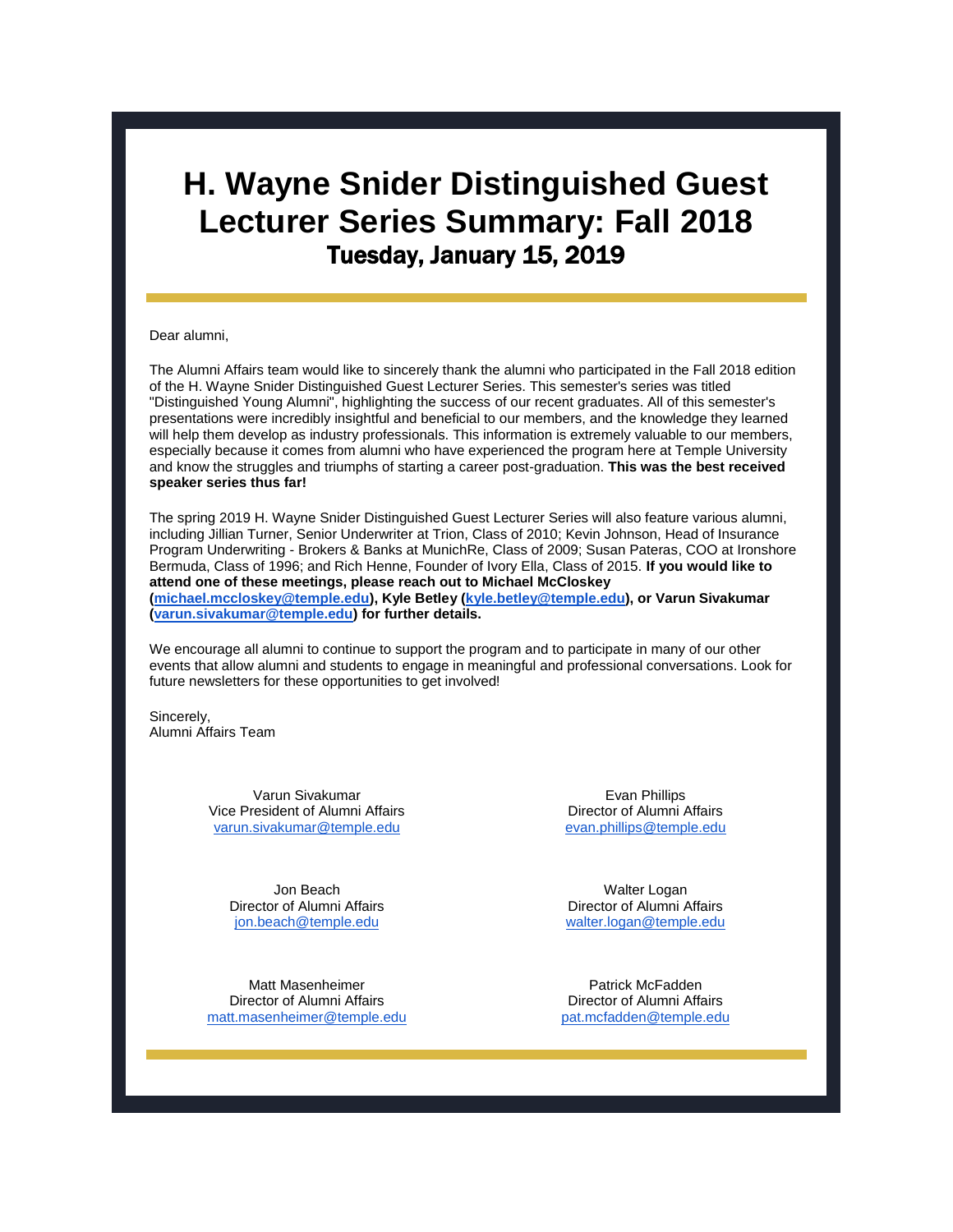# H. Wayne Snider Distinguished Guest Lecturer Series Summary: Fall 2018

## Tuesday, January 15, 2019

Dear alumni,

The Alumni Affairs team would like to sincerely thank the alumni who participated in the Fall 2018 edition of the H. Wayne Snider Distinguished Guest Lecturer Series. This semester's series was titled "Distinguished Young Alumni", highlighting the success of our recent graduates. All of this semester's presentations were incredibly insightful and beneficial to our members, and the knowledge they learned will help them develop as industry professionals. This information is extremely valuable to our members, especially because it comes from alumni who have experienced the program here at Temple University and know the struggles and triumphs of starting a career post-graduation. **This was the best received speaker series thus far!**

The spring 2019 H. Wayne Snider Distinguished Guest Lecturer Series will also feature various alumni, including Jillian Turner, Senior Underwriter at Trion, Class of 2010; Kevin Johnson, Head of Insurance Program Underwriting - Brokers & Banks at MunichRe, Class of 2009; Susan Pateras, COO at Ironshore Bermuda, Class of 1996; and Rich Henne, Founder of Ivory Ella, Class of 2015. **If you would like to attend one of these meetings, please reach out to Michael McCloskey (michael.mccloskey@temple.edu), Kyle Betley (kyle.betley@temple.edu), or Varun Sivakumar (varun.sivakumar@temple.edu) for further details.**

We encourage all alumni to continue to support the program and to participate in many of our other events that allow alumni and students to engage in meaningful and professional conversations. Look for future newsletters for these opportunities to get involved!

Sincerely,
Alumni Affairs Team

Varun Sivakumar
Vice President of Alumni Affairs
varun.sivakumar@temple.edu

Evan Phillips
Director of Alumni Affairs
evan.phillips@temple.edu

Jon Beach
Director of Alumni Affairs
jon.beach@temple.edu

Walter Logan
Director of Alumni Affairs
walter.logan@temple.edu

Matt Masenheimer
Director of Alumni Affairs
matt.masenheimer@temple.edu

Patrick McFadden
Director of Alumni Affairs
pat.mcfadden@temple.edu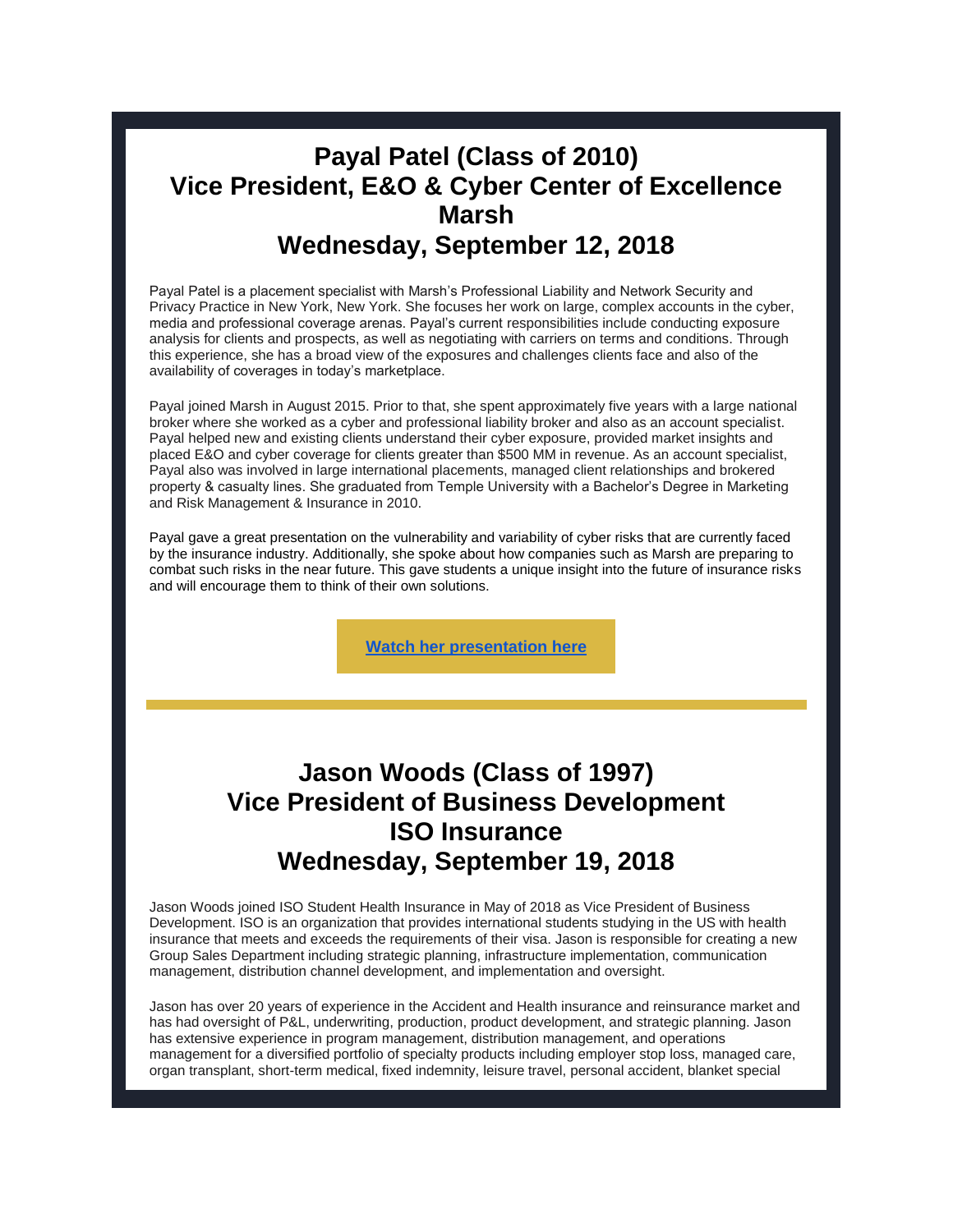## Payal Patel (Class of 2010)
## Vice President, E&O & Cyber Center of Excellence
## Marsh
## Wednesday, September 12, 2018

Payal Patel is a placement specialist with Marsh's Professional Liability and Network Security and Privacy Practice in New York, New York. She focuses her work on large, complex accounts in the cyber, media and professional coverage arenas. Payal's current responsibilities include conducting exposure analysis for clients and prospects, as well as negotiating with carriers on terms and conditions. Through this experience, she has a broad view of the exposures and challenges clients face and also of the availability of coverages in today's marketplace.

Payal joined Marsh in August 2015. Prior to that, she spent approximately five years with a large national broker where she worked as a cyber and professional liability broker and also as an account specialist. Payal helped new and existing clients understand their cyber exposure, provided market insights and placed E&O and cyber coverage for clients greater than $500 MM in revenue. As an account specialist, Payal also was involved in large international placements, managed client relationships and brokered property & casualty lines. She graduated from Temple University with a Bachelor's Degree in Marketing and Risk Management & Insurance in 2010.

Payal gave a great presentation on the vulnerability and variability of cyber risks that are currently faced by the insurance industry. Additionally, she spoke about how companies such as Marsh are preparing to combat such risks in the near future. This gave students a unique insight into the future of insurance risks and will encourage them to think of their own solutions.

**Watch her presentation here**

---

## Jason Woods (Class of 1997)
## Vice President of Business Development
## ISO Insurance
## Wednesday, September 19, 2018

Jason Woods joined ISO Student Health Insurance in May of 2018 as Vice President of Business Development. ISO is an organization that provides international students studying in the US with health insurance that meets and exceeds the requirements of their visa. Jason is responsible for creating a new Group Sales Department including strategic planning, infrastructure implementation, communication management, distribution channel development, and implementation and oversight.

Jason has over 20 years of experience in the Accident and Health insurance and reinsurance market and has had oversight of P&L, underwriting, production, product development, and strategic planning. Jason has extensive experience in program management, distribution management, and operations management for a diversified portfolio of specialty products including employer stop loss, managed care, organ transplant, short-term medical, fixed indemnity, leisure travel, personal accident, blanket special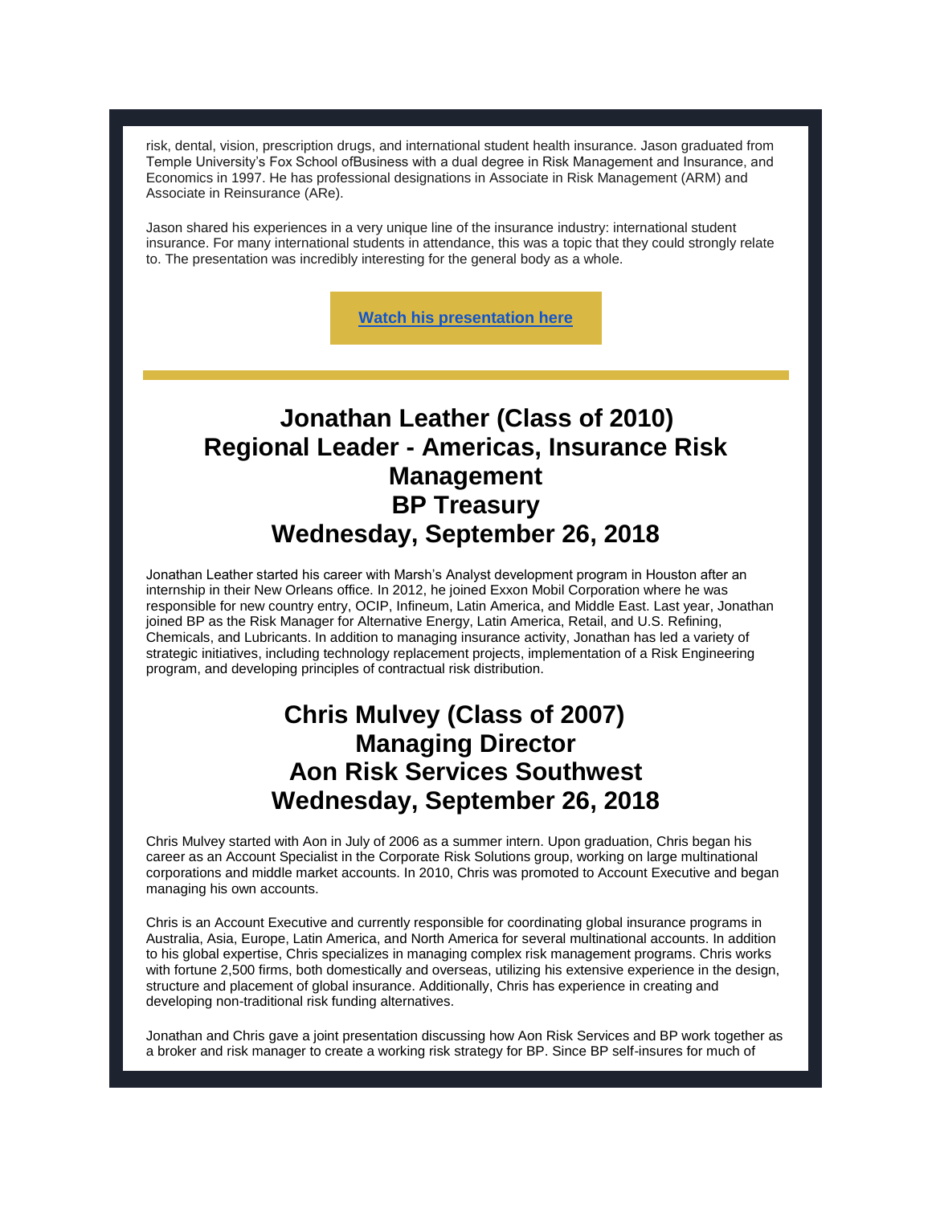risk, dental, vision, prescription drugs, and international student health insurance. Jason graduated from Temple University's Fox School ofBusiness with a dual degree in Risk Management and Insurance, and Economics in 1997. He has professional designations in Associate in Risk Management (ARM) and Associate in Reinsurance (ARe).

Jason shared his experiences in a very unique line of the insurance industry: international student insurance. For many international students in attendance, this was a topic that they could strongly relate to. The presentation was incredibly interesting for the general body as a whole.

**Watch his presentation here**

---

## Jonathan Leather (Class of 2010)
## Regional Leader - Americas, Insurance Risk Management
## BP Treasury
## Wednesday, September 26, 2018

Jonathan Leather started his career with Marsh's Analyst development program in Houston after an internship in their New Orleans office. In 2012, he joined Exxon Mobil Corporation where he was responsible for new country entry, OCIP, Infineum, Latin America, and Middle East. Last year, Jonathan joined BP as the Risk Manager for Alternative Energy, Latin America, Retail, and U.S. Refining, Chemicals, and Lubricants. In addition to managing insurance activity, Jonathan has led a variety of strategic initiatives, including technology replacement projects, implementation of a Risk Engineering program, and developing principles of contractual risk distribution.

## Chris Mulvey (Class of 2007)
## Managing Director
## Aon Risk Services Southwest
## Wednesday, September 26, 2018

Chris Mulvey started with Aon in July of 2006 as a summer intern. Upon graduation, Chris began his career as an Account Specialist in the Corporate Risk Solutions group, working on large multinational corporations and middle market accounts. In 2010, Chris was promoted to Account Executive and began managing his own accounts.

Chris is an Account Executive and currently responsible for coordinating global insurance programs in Australia, Asia, Europe, Latin America, and North America for several multinational accounts. In addition to his global expertise, Chris specializes in managing complex risk management programs. Chris works with fortune 2,500 firms, both domestically and overseas, utilizing his extensive experience in the design, structure and placement of global insurance. Additionally, Chris has experience in creating and developing non-traditional risk funding alternatives.

Jonathan and Chris gave a joint presentation discussing how Aon Risk Services and BP work together as a broker and risk manager to create a working risk strategy for BP. Since BP self-insures for much of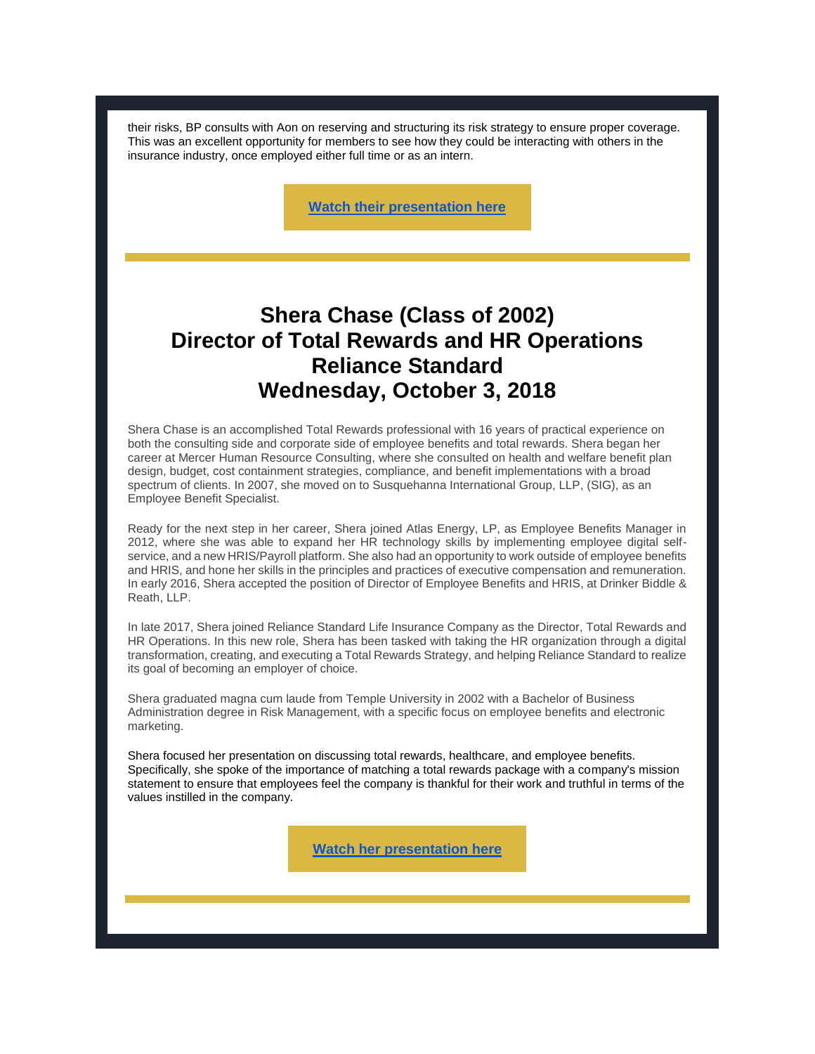their risks, BP consults with Aon on reserving and structuring its risk strategy to ensure proper coverage. This was an excellent opportunity for members to see how they could be interacting with others in the insurance industry, once employed either full time or as an intern.

**Watch their presentation here**

---

## Shera Chase (Class of 2002)
## Director of Total Rewards and HR Operations
## Reliance Standard
## Wednesday, October 3, 2018

Shera Chase is an accomplished Total Rewards professional with 16 years of practical experience on both the consulting side and corporate side of employee benefits and total rewards. Shera began her career at Mercer Human Resource Consulting, where she consulted on health and welfare benefit plan design, budget, cost containment strategies, compliance, and benefit implementations with a broad spectrum of clients. In 2007, she moved on to Susquehanna International Group, LLP, (SIG), as an Employee Benefit Specialist.

Ready for the next step in her career, Shera joined Atlas Energy, LP, as Employee Benefits Manager in 2012, where she was able to expand her HR technology skills by implementing employee digital self-service, and a new HRIS/Payroll platform. She also had an opportunity to work outside of employee benefits and HRIS, and hone her skills in the principles and practices of executive compensation and remuneration. In early 2016, Shera accepted the position of Director of Employee Benefits and HRIS, at Drinker Biddle & Reath, LLP.

In late 2017, Shera joined Reliance Standard Life Insurance Company as the Director, Total Rewards and HR Operations. In this new role, Shera has been tasked with taking the HR organization through a digital transformation, creating, and executing a Total Rewards Strategy, and helping Reliance Standard to realize its goal of becoming an employer of choice.

Shera graduated magna cum laude from Temple University in 2002 with a Bachelor of Business Administration degree in Risk Management, with a specific focus on employee benefits and electronic marketing.

Shera focused her presentation on discussing total rewards, healthcare, and employee benefits. Specifically, she spoke of the importance of matching a total rewards package with a company's mission statement to ensure that employees feel the company is thankful for their work and truthful in terms of the values instilled in the company.

**Watch her presentation here**

---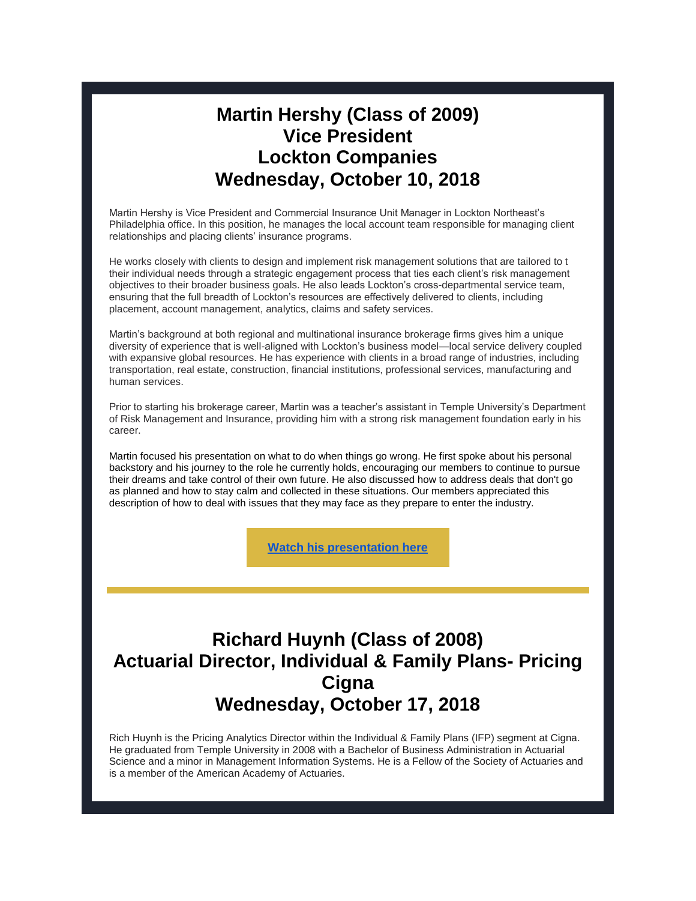## Martin Hershy (Class of 2009)
## Vice President
## Lockton Companies
## Wednesday, October 10, 2018

Martin Hershy is Vice President and Commercial Insurance Unit Manager in Lockton Northeast's Philadelphia office. In this position, he manages the local account team responsible for managing client relationships and placing clients' insurance programs.

He works closely with clients to design and implement risk management solutions that are tailored to t their individual needs through a strategic engagement process that ties each client's risk management objectives to their broader business goals. He also leads Lockton's cross-departmental service team, ensuring that the full breadth of Lockton's resources are effectively delivered to clients, including placement, account management, analytics, claims and safety services.

Martin's background at both regional and multinational insurance brokerage firms gives him a unique diversity of experience that is well-aligned with Lockton's business model—local service delivery coupled with expansive global resources. He has experience with clients in a broad range of industries, including transportation, real estate, construction, financial institutions, professional services, manufacturing and human services.

Prior to starting his brokerage career, Martin was a teacher's assistant in Temple University's Department of Risk Management and Insurance, providing him with a strong risk management foundation early in his career.

Martin focused his presentation on what to do when things go wrong. He first spoke about his personal backstory and his journey to the role he currently holds, encouraging our members to continue to pursue their dreams and take control of their own future. He also discussed how to address deals that don't go as planned and how to stay calm and collected in these situations. Our members appreciated this description of how to deal with issues that they may face as they prepare to enter the industry.

**Watch his presentation here**

---

## Richard Huynh (Class of 2008)
## Actuarial Director, Individual & Family Plans- Pricing
## Cigna
## Wednesday, October 17, 2018

Rich Huynh is the Pricing Analytics Director within the Individual & Family Plans (IFP) segment at Cigna. He graduated from Temple University in 2008 with a Bachelor of Business Administration in Actuarial Science and a minor in Management Information Systems. He is a Fellow of the Society of Actuaries and is a member of the American Academy of Actuaries.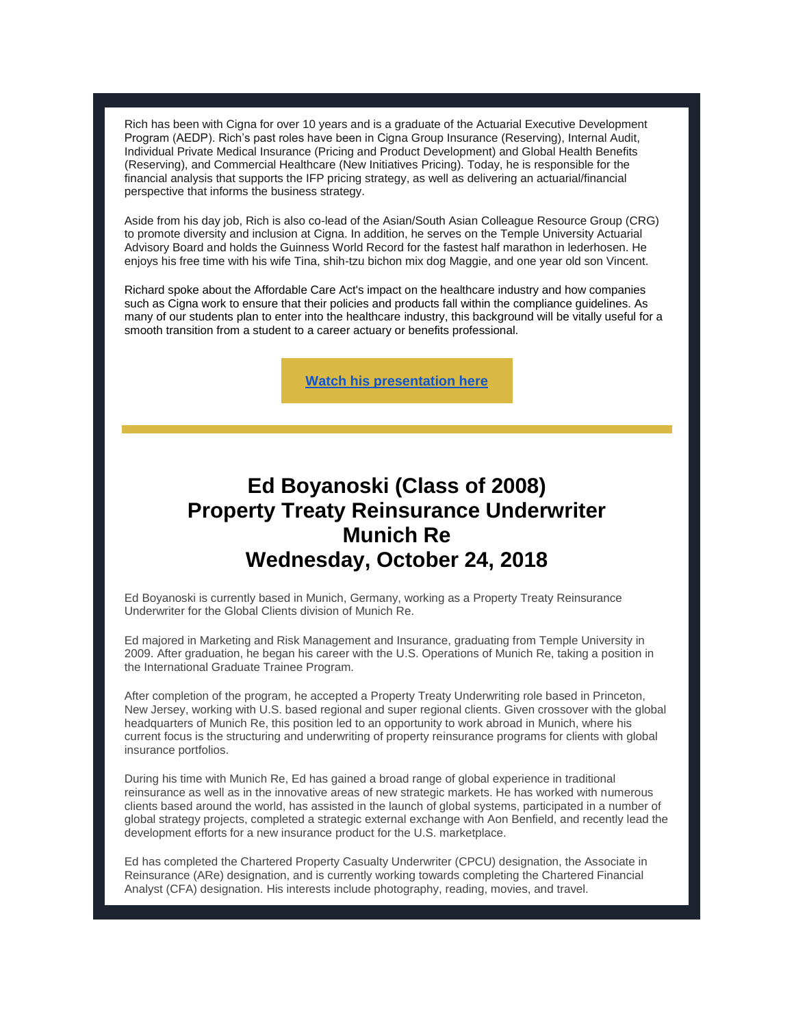Rich has been with Cigna for over 10 years and is a graduate of the Actuarial Executive Development Program (AEDP). Rich's past roles have been in Cigna Group Insurance (Reserving), Internal Audit, Individual Private Medical Insurance (Pricing and Product Development) and Global Health Benefits (Reserving), and Commercial Healthcare (New Initiatives Pricing). Today, he is responsible for the financial analysis that supports the IFP pricing strategy, as well as delivering an actuarial/financial perspective that informs the business strategy.

Aside from his day job, Rich is also co-lead of the Asian/South Asian Colleague Resource Group (CRG) to promote diversity and inclusion at Cigna. In addition, he serves on the Temple University Actuarial Advisory Board and holds the Guinness World Record for the fastest half marathon in lederhosen. He enjoys his free time with his wife Tina, shih-tzu bichon mix dog Maggie, and one year old son Vincent.

Richard spoke about the Affordable Care Act's impact on the healthcare industry and how companies such as Cigna work to ensure that their policies and products fall within the compliance guidelines. As many of our students plan to enter into the healthcare industry, this background will be vitally useful for a smooth transition from a student to a career actuary or benefits professional.

**Watch his presentation here**

---

## Ed Boyanoski (Class of 2008)
## Property Treaty Reinsurance Underwriter
## Munich Re
## Wednesday, October 24, 2018

Ed Boyanoski is currently based in Munich, Germany, working as a Property Treaty Reinsurance Underwriter for the Global Clients division of Munich Re.

Ed majored in Marketing and Risk Management and Insurance, graduating from Temple University in 2009. After graduation, he began his career with the U.S. Operations of Munich Re, taking a position in the International Graduate Trainee Program.

After completion of the program, he accepted a Property Treaty Underwriting role based in Princeton, New Jersey, working with U.S. based regional and super regional clients. Given crossover with the global headquarters of Munich Re, this position led to an opportunity to work abroad in Munich, where his current focus is the structuring and underwriting of property reinsurance programs for clients with global insurance portfolios.

During his time with Munich Re, Ed has gained a broad range of global experience in traditional reinsurance as well as in the innovative areas of new strategic markets. He has worked with numerous clients based around the world, has assisted in the launch of global systems, participated in a number of global strategy projects, completed a strategic external exchange with Aon Benfield, and recently lead the development efforts for a new insurance product for the U.S. marketplace.

Ed has completed the Chartered Property Casualty Underwriter (CPCU) designation, the Associate in Reinsurance (ARe) designation, and is currently working towards completing the Chartered Financial Analyst (CFA) designation. His interests include photography, reading, movies, and travel.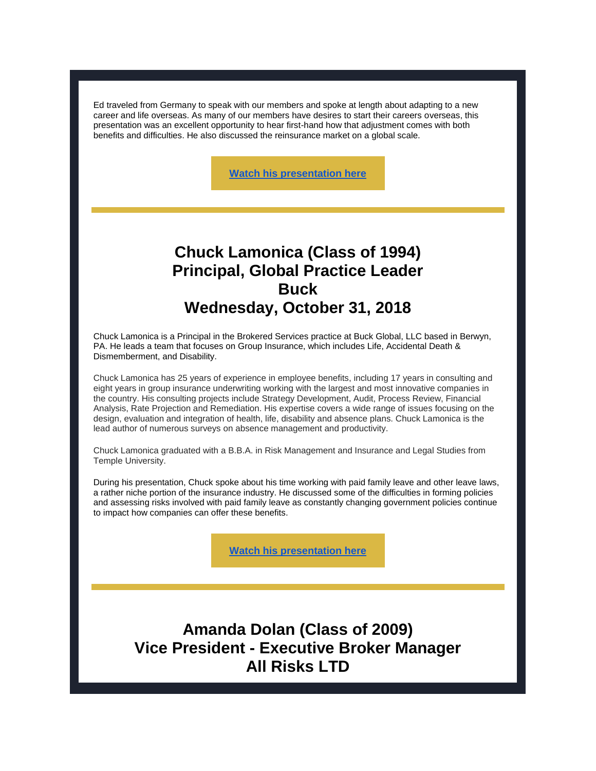Ed traveled from Germany to speak with our members and spoke at length about adapting to a new career and life overseas. As many of our members have desires to start their careers overseas, this presentation was an excellent opportunity to hear first-hand how that adjustment comes with both benefits and difficulties. He also discussed the reinsurance market on a global scale.

**Watch his presentation here**

---

## Chuck Lamonica (Class of 1994)
## Principal, Global Practice Leader
## Buck
## Wednesday, October 31, 2018

Chuck Lamonica is a Principal in the Brokered Services practice at Buck Global, LLC based in Berwyn, PA. He leads a team that focuses on Group Insurance, which includes Life, Accidental Death & Dismemberment, and Disability.

Chuck Lamonica has 25 years of experience in employee benefits, including 17 years in consulting and eight years in group insurance underwriting working with the largest and most innovative companies in the country. His consulting projects include Strategy Development, Audit, Process Review, Financial Analysis, Rate Projection and Remediation. His expertise covers a wide range of issues focusing on the design, evaluation and integration of health, life, disability and absence plans. Chuck Lamonica is the lead author of numerous surveys on absence management and productivity.

Chuck Lamonica graduated with a B.B.A. in Risk Management and Insurance and Legal Studies from Temple University.

During his presentation, Chuck spoke about his time working with paid family leave and other leave laws, a rather niche portion of the insurance industry. He discussed some of the difficulties in forming policies and assessing risks involved with paid family leave as constantly changing government policies continue to impact how companies can offer these benefits.

**Watch his presentation here**

---

## Amanda Dolan (Class of 2009)
## Vice President - Executive Broker Manager
## All Risks LTD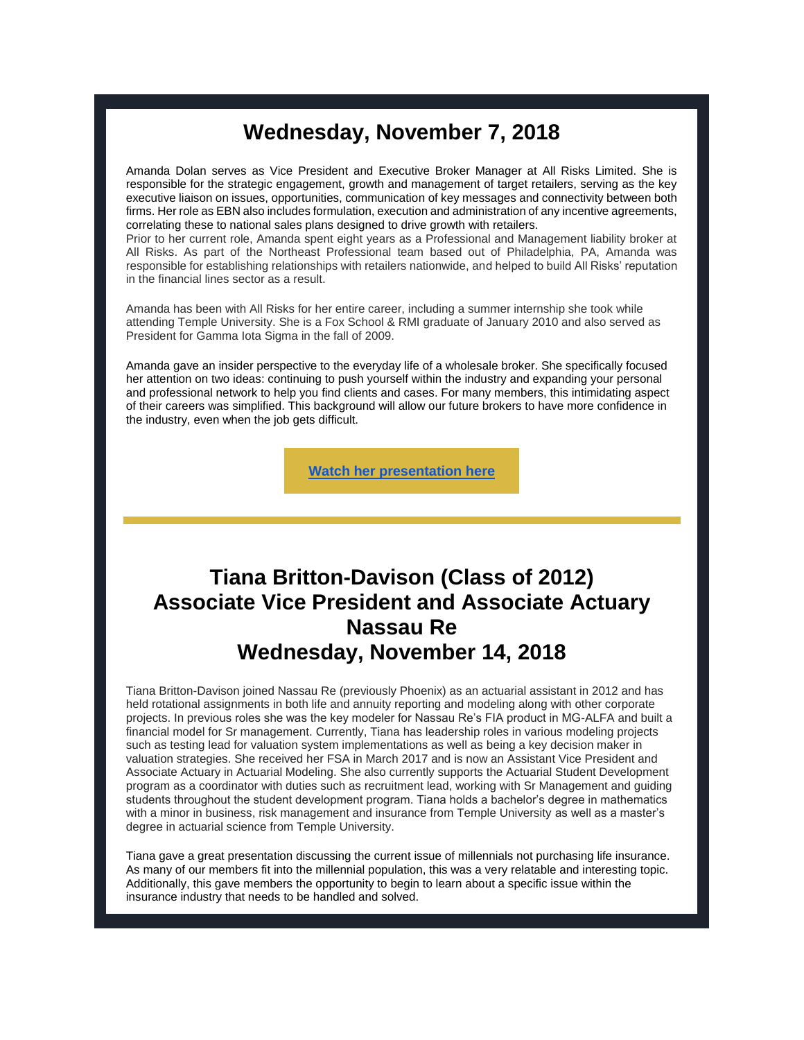## Wednesday, November 7, 2018

Amanda Dolan serves as Vice President and Executive Broker Manager at All Risks Limited. She is responsible for the strategic engagement, growth and management of target retailers, serving as the key executive liaison on issues, opportunities, communication of key messages and connectivity between both firms. Her role as EBN also includes formulation, execution and administration of any incentive agreements, correlating these to national sales plans designed to drive growth with retailers.

Prior to her current role, Amanda spent eight years as a Professional and Management liability broker at All Risks. As part of the Northeast Professional team based out of Philadelphia, PA, Amanda was responsible for establishing relationships with retailers nationwide, and helped to build All Risks' reputation in the financial lines sector as a result.

Amanda has been with All Risks for her entire career, including a summer internship she took while attending Temple University. She is a Fox School & RMI graduate of January 2010 and also served as President for Gamma Iota Sigma in the fall of 2009.

Amanda gave an insider perspective to the everyday life of a wholesale broker. She specifically focused her attention on two ideas: continuing to push yourself within the industry and expanding your personal and professional network to help you find clients and cases. For many members, this intimidating aspect of their careers was simplified. This background will allow our future brokers to have more confidence in the industry, even when the job gets difficult.

**Watch her presentation here**

## Tiana Britton-Davison (Class of 2012)
## Associate Vice President and Associate Actuary
## Nassau Re
## Wednesday, November 14, 2018

Tiana Britton-Davison joined Nassau Re (previously Phoenix) as an actuarial assistant in 2012 and has held rotational assignments in both life and annuity reporting and modeling along with other corporate projects. In previous roles she was the key modeler for Nassau Re's FIA product in MG-ALFA and built a financial model for Sr management. Currently, Tiana has leadership roles in various modeling projects such as testing lead for valuation system implementations as well as being a key decision maker in valuation strategies. She received her FSA in March 2017 and is now an Assistant Vice President and Associate Actuary in Actuarial Modeling. She also currently supports the Actuarial Student Development program as a coordinator with duties such as recruitment lead, working with Sr Management and guiding students throughout the student development program. Tiana holds a bachelor's degree in mathematics with a minor in business, risk management and insurance from Temple University as well as a master's degree in actuarial science from Temple University.

Tiana gave a great presentation discussing the current issue of millennials not purchasing life insurance. As many of our members fit into the millennial population, this was a very relatable and interesting topic. Additionally, this gave members the opportunity to begin to learn about a specific issue within the insurance industry that needs to be handled and solved.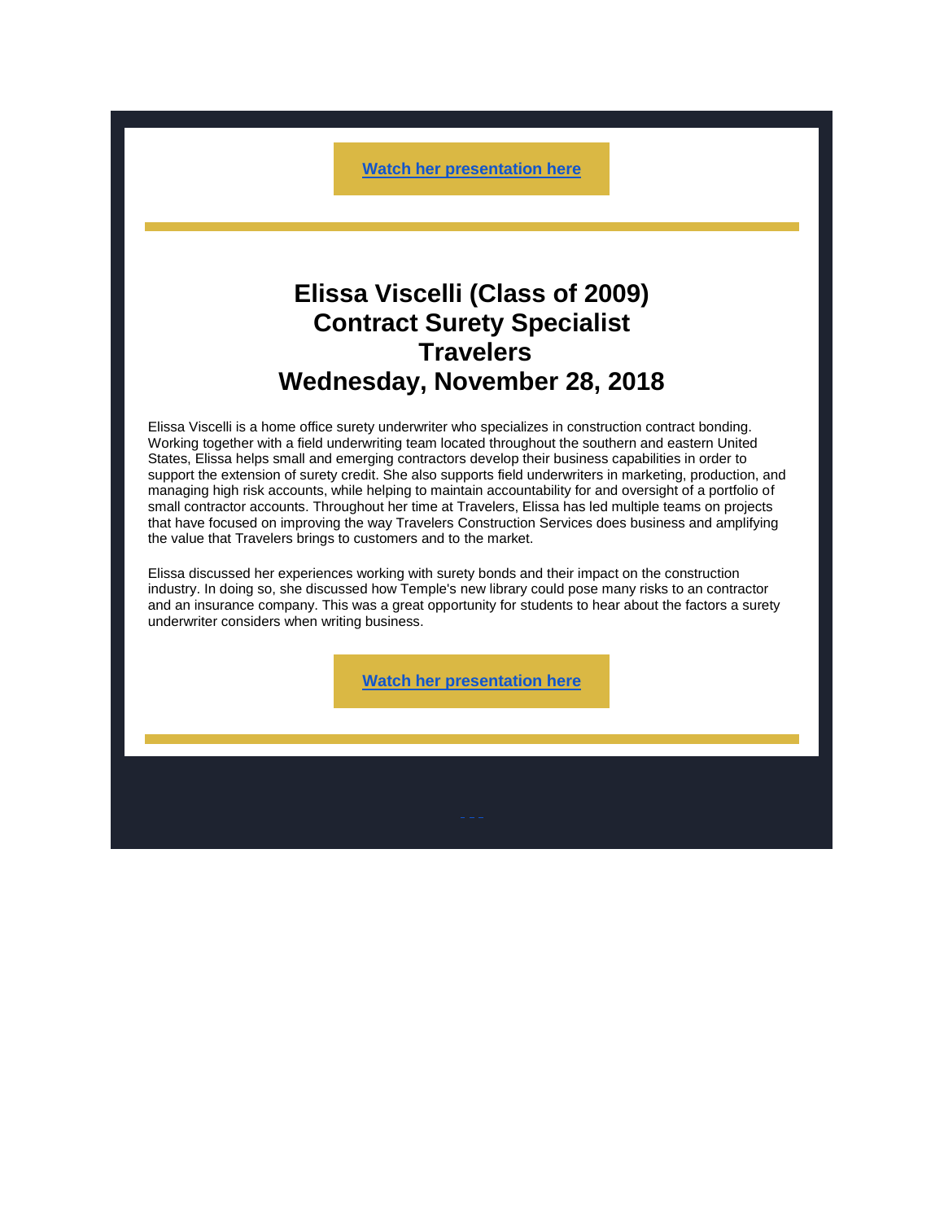**Watch her presentation here**

## Elissa Viscelli (Class of 2009)
## Contract Surety Specialist
## Travelers
## Wednesday, November 28, 2018

Elissa Viscelli is a home office surety underwriter who specializes in construction contract bonding. Working together with a field underwriting team located throughout the southern and eastern United States, Elissa helps small and emerging contractors develop their business capabilities in order to support the extension of surety credit. She also supports field underwriters in marketing, production, and managing high risk accounts, while helping to maintain accountability for and oversight of a portfolio of small contractor accounts. Throughout her time at Travelers, Elissa has led multiple teams on projects that have focused on improving the way Travelers Construction Services does business and amplifying the value that Travelers brings to customers and to the market.

Elissa discussed her experiences working with surety bonds and their impact on the construction industry. In doing so, she discussed how Temple's new library could pose many risks to an contractor and an insurance company. This was a great opportunity for students to hear about the factors a surety underwriter considers when writing business.

**Watch her presentation here**